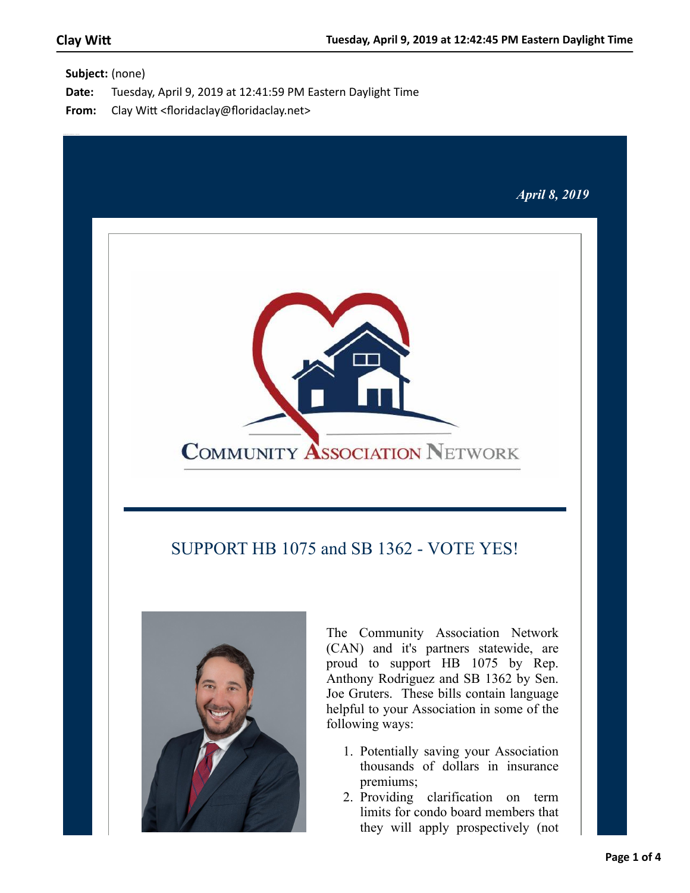**Subject:** (none)

**Date:** Tuesday, April 9, 2019 at 12:41:59 PM Eastern Daylight Time

**From:** Clay Witt <floridaclay@floridaclay.net>

*April 8, 2019*

COMMUNITY ASSOCIATION NETWORK

## SUPPORT HB 1075 and SB 1362 - VOTE YES!

The Community Association Network (CAN) and it's partners statewide, are proud to support HB 1075 by Rep. Anthony Rodriguez and SB 1362 by Sen. Joe Gruters. These bills contain language helpful to your Association in some of the following ways:

1. Potentially saving your Association thousands of dollars in insurance premiums;
2. Providing clarification on term limits for condo board members that they will apply prospectively (not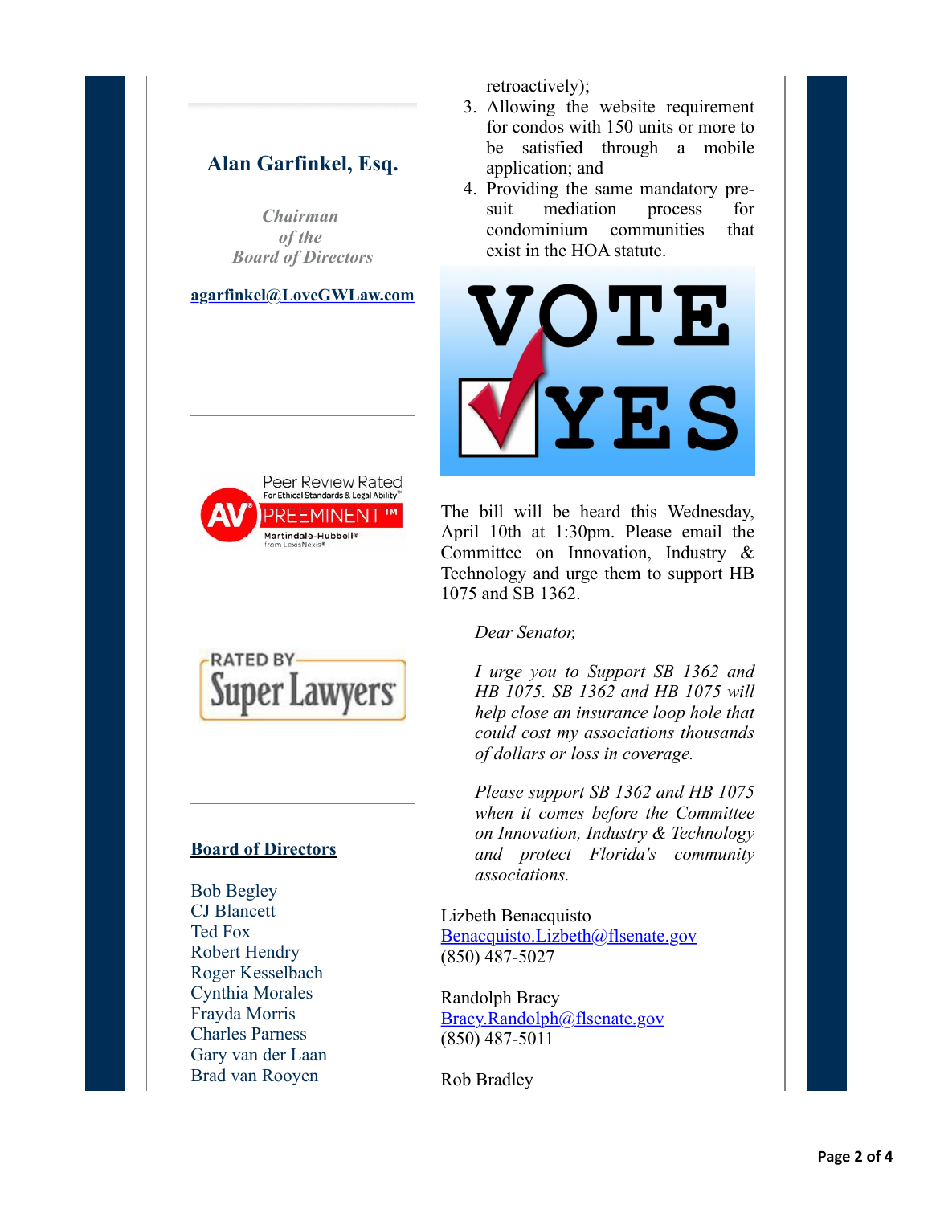## Alan Garfinkel, Esq.

*Chairman of the Board of Directors*

agarfinkel@LoveGWLaw.com

**Board of Directors**

Bob Begley
CJ Blancett
Ted Fox
Robert Hendry
Roger Kesselbach
Cynthia Morales
Frayda Morris
Charles Parness
Gary van der Laan
Brad van Rooyen

retroactively);

3. Allowing the website requirement for condos with 150 units or more to be satisfied through a mobile application; and
4. Providing the same mandatory pre-suit mediation process for condominium communities that exist in the HOA statute.

The bill will be heard this Wednesday, April 10th at 1:30pm. Please email the Committee on Innovation, Industry & Technology and urge them to support HB 1075 and SB 1362.

> *Dear Senator,*
>
> *I urge you to Support SB 1362 and HB 1075. SB 1362 and HB 1075 will help close an insurance loop hole that could cost my associations thousands of dollars or loss in coverage.*
>
> *Please support SB 1362 and HB 1075 when it comes before the Committee on Innovation, Industry & Technology and protect Florida's community associations.*

Lizbeth Benacquisto
Benacquisto.Lizbeth@flsenate.gov
(850) 487-5027

Randolph Bracy
Bracy.Randolph@flsenate.gov
(850) 487-5011

Rob Bradley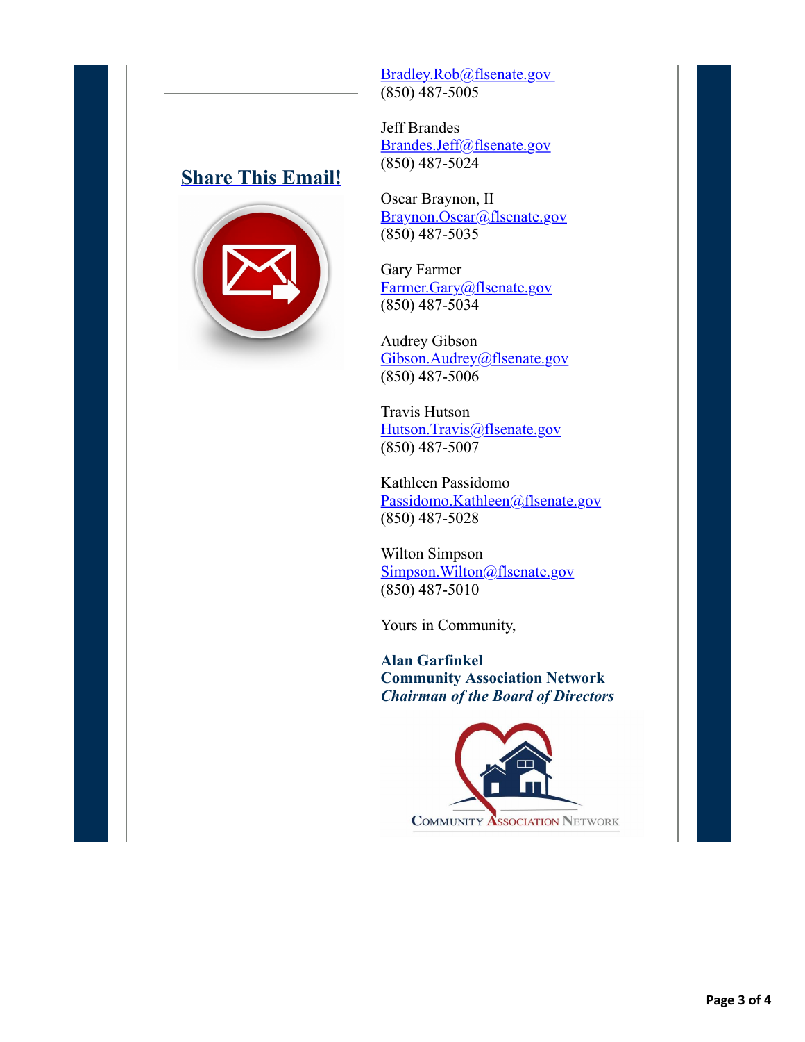## Share This Email!

Bradley.Rob@flsenate.gov
(850) 487-5005

Jeff Brandes
Brandes.Jeff@flsenate.gov
(850) 487-5024

Oscar Braynon, II
Braynon.Oscar@flsenate.gov
(850) 487-5035

Gary Farmer
Farmer.Gary@flsenate.gov
(850) 487-5034

Audrey Gibson
Gibson.Audrey@flsenate.gov
(850) 487-5006

Travis Hutson
Hutson.Travis@flsenate.gov
(850) 487-5007

Kathleen Passidomo
Passidomo.Kathleen@flsenate.gov
(850) 487-5028

Wilton Simpson
Simpson.Wilton@flsenate.gov
(850) 487-5010

Yours in Community,

**Alan Garfinkel**
**Community Association Network**
***Chairman of the Board of Directors***

Community Association Network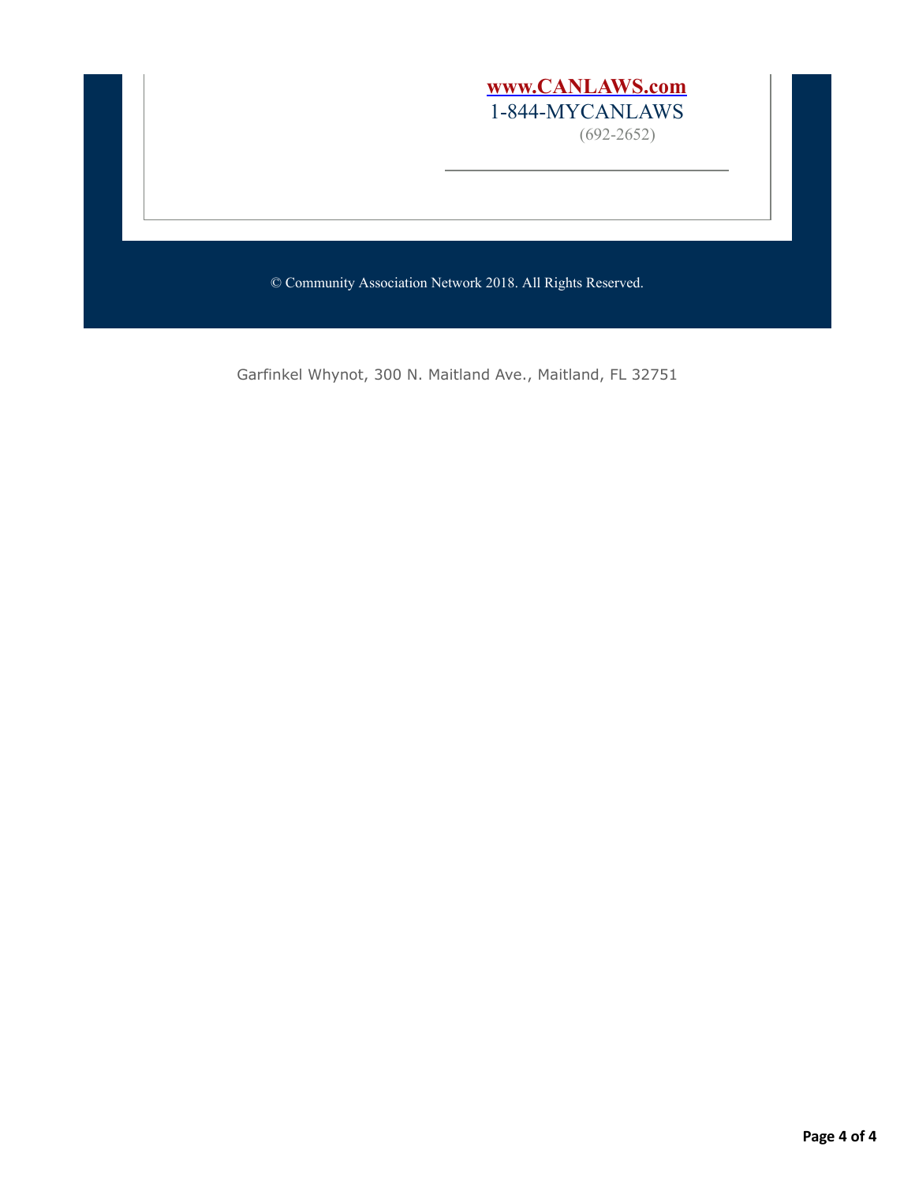**www.CANLAWS.com**

1-844-MYCANLAWS

(692-2652)

© Community Association Network 2018. All Rights Reserved.

Garfinkel Whynot, 300 N. Maitland Ave., Maitland, FL 32751